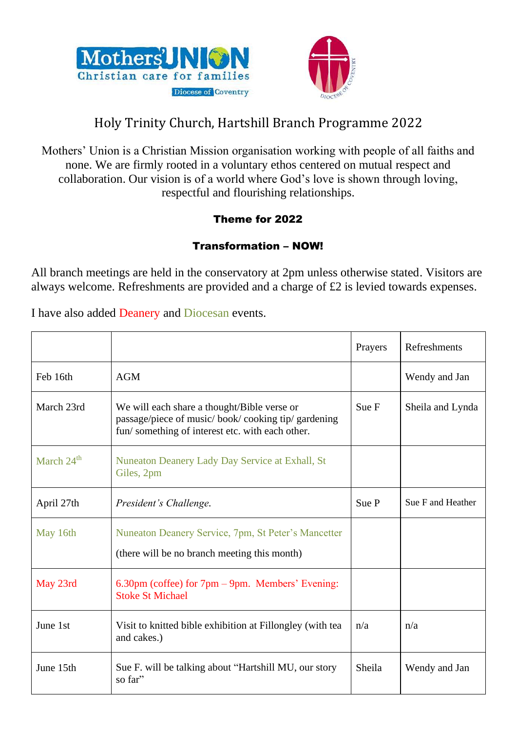# Holy Trinity Church, Hartshill Branch Programme 2022

Mothers' Union is a Christian Mission organisation working with people of all faiths and none. We are firmly rooted in a voluntary ethos centered on mutual respect and collaboration. Our vision is of a world where God's love is shown through loving, respectful and flourishing relationships.

**Theme for 2022**

**Transformation – NOW!**

All branch meetings are held in the conservatory at 2pm unless otherwise stated. Visitors are always welcome. Refreshments are provided and a charge of £2 is levied towards expenses.

I have also added Deanery and Diocesan events.

| | | Prayers | Refreshments |
|---|---|---|---|
| Feb 16th | AGM | | Wendy and Jan |
| March 23rd | We will each share a thought/Bible verse or passage/piece of music/ book/ cooking tip/ gardening fun/ something of interest etc. with each other. | Sue F | Sheila and Lynda |
| March 24th | Nuneaton Deanery Lady Day Service at Exhall, St Giles, 2pm | | |
| April 27th | *President's Challenge.* | Sue P | Sue F and Heather |
| May 16th | Nuneaton Deanery Service, 7pm, St Peter's Mancetter<br>(there will be no branch meeting this month) | | |
| May 23rd | 6.30pm (coffee) for 7pm – 9pm. Members' Evening: Stoke St Michael | | |
| June 1st | Visit to knitted bible exhibition at Fillongley (with tea and cakes.) | n/a | n/a |
| June 15th | Sue F. will be talking about "Hartshill MU, our story so far" | Sheila | Wendy and Jan |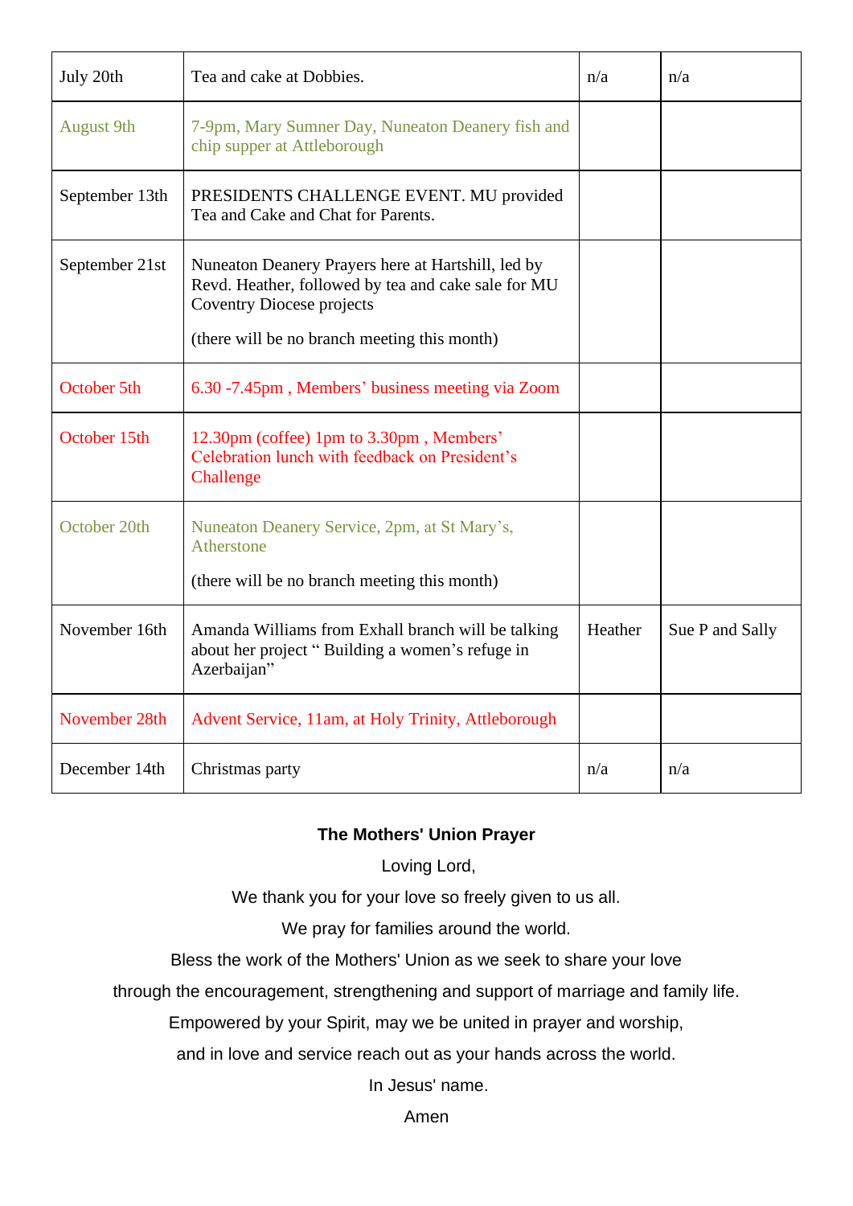| | | | |
|---|---|---|---|
| July 20th | Tea and cake at Dobbies. | n/a | n/a |
| August 9th | 7-9pm, Mary Sumner Day, Nuneaton Deanery fish and chip supper at Attleborough | | |
| September 13th | PRESIDENTS CHALLENGE EVENT. MU provided Tea and Cake and Chat for Parents. | | |
| September 21st | Nuneaton Deanery Prayers here at Hartshill, led by Revd. Heather, followed by tea and cake sale for MU Coventry Diocese projects<br><br>(there will be no branch meeting this month) | | |
| October 5th | 6.30 -7.45pm , Members' business meeting via Zoom | | |
| October 15th | 12.30pm (coffee) 1pm to 3.30pm , Members' Celebration lunch with feedback on President's Challenge | | |
| October 20th | Nuneaton Deanery Service, 2pm, at St Mary's, Atherstone<br><br>(there will be no branch meeting this month) | | |
| November 16th | Amanda Williams from Exhall branch will be talking about her project " Building a women's refuge in Azerbaijan" | Heather | Sue P and Sally |
| November 28th | Advent Service, 11am, at Holy Trinity, Attleborough | | |
| December 14th | Christmas party | n/a | n/a |

**The Mothers' Union Prayer**

Loving Lord,

We thank you for your love so freely given to us all.

We pray for families around the world.

Bless the work of the Mothers' Union as we seek to share your love

through the encouragement, strengthening and support of marriage and family life.

Empowered by your Spirit, may we be united in prayer and worship,

and in love and service reach out as your hands across the world.

In Jesus' name.

Amen